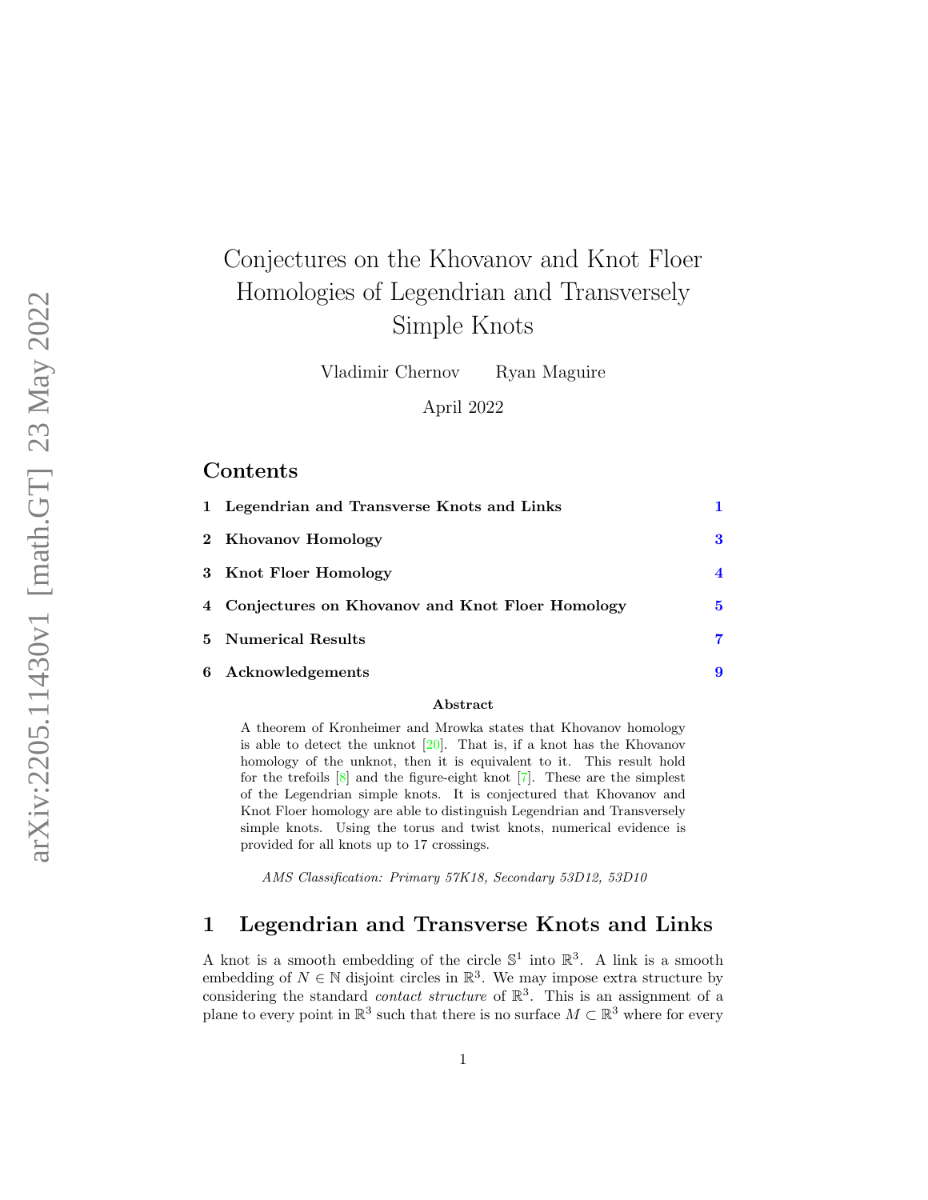# Conjectures on the Khovanov and Knot Floer Homologies of Legendrian and Transversely Simple Knots

Vladimir Chernov  Ryan Maguire

April 2022

## Contents

1 Legendrian and Transverse Knots and Links 1

2 Khovanov Homology 3

3 Knot Floer Homology 4

4 Conjectures on Khovanov and Knot Floer Homology 5

5 Numerical Results 7

6 Acknowledgements 9

**Abstract**

A theorem of Kronheimer and Mrowka states that Khovanov homology is able to detect the unknot [20]. That is, if a knot has the Khovanov homology of the unknot, then it is equivalent to it. This result hold for the trefoils [8] and the figure-eight knot [7]. These are the simplest of the Legendrian simple knots. It is conjectured that Khovanov and Knot Floer homology are able to distinguish Legendrian and Transversely simple knots. Using the torus and twist knots, numerical evidence is provided for all knots up to 17 crossings.

*AMS Classification: Primary 57K18, Secondary 53D12, 53D10*

## 1 Legendrian and Transverse Knots and Links

A knot is a smooth embedding of the circle $\mathbb{S}^1$ into $\mathbb{R}^3$. A link is a smooth embedding of $N \in \mathbb{N}$ disjoint circles in $\mathbb{R}^3$. We may impose extra structure by considering the standard *contact structure* of $\mathbb{R}^3$. This is an assignment of a plane to every point in $\mathbb{R}^3$ such that there is no surface $M \subset \mathbb{R}^3$ where for every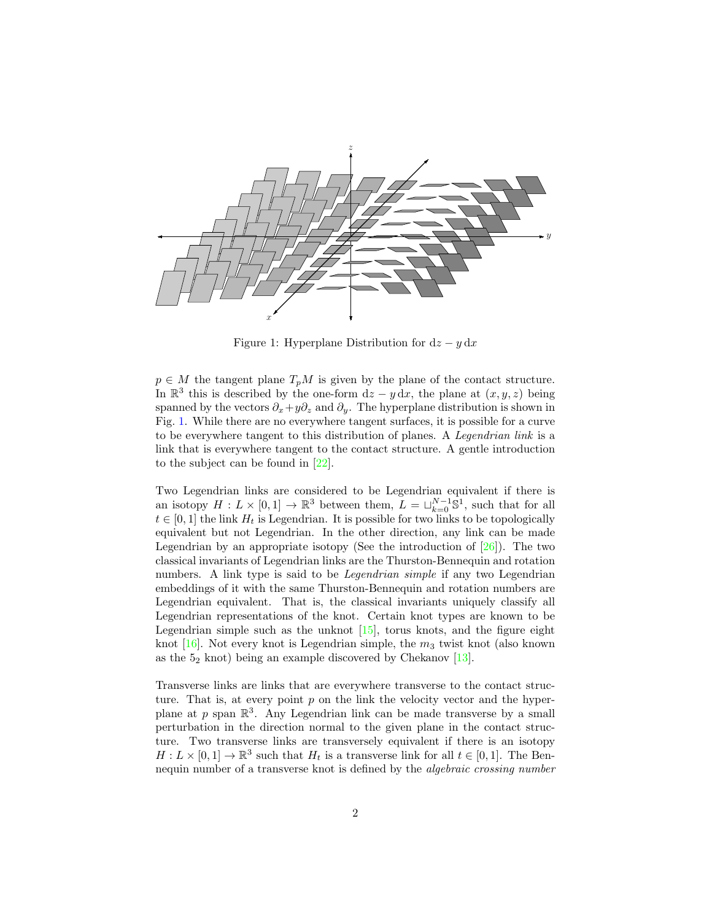Figure 1: Hyperplane Distribution for $\mathrm{d}z - y\,\mathrm{d}x$

$p \in M$ the tangent plane $T_pM$ is given by the plane of the contact structure. In $\mathbb{R}^3$ this is described by the one-form $\mathrm{d}z - y\,\mathrm{d}x$, the plane at $(x, y, z)$ being spanned by the vectors $\partial_x + y\partial_z$ and $\partial_y$. The hyperplane distribution is shown in Fig. 1. While there are no everywhere tangent surfaces, it is possible for a curve to be everywhere tangent to this distribution of planes. A *Legendrian link* is a link that is everywhere tangent to the contact structure. A gentle introduction to the subject can be found in [22].

Two Legendrian links are considered to be Legendrian equivalent if there is an isotopy $H : L \times [0, 1] \to \mathbb{R}^3$ between them, $L = \sqcup_{k=0}^{N-1}\mathbb{S}^1$, such that for all $t \in [0, 1]$ the link $H_t$ is Legendrian. It is possible for two links to be topologically equivalent but not Legendrian. In the other direction, any link can be made Legendrian by an appropriate isotopy (See the introduction of [26]). The two classical invariants of Legendrian links are the Thurston-Bennequin and rotation numbers. A link type is said to be *Legendrian simple* if any two Legendrian embeddings of it with the same Thurston-Bennequin and rotation numbers are Legendrian equivalent. That is, the classical invariants uniquely classify all Legendrian representations of the knot. Certain knot types are known to be Legendrian simple such as the unknot [15], torus knots, and the figure eight knot [16]. Not every knot is Legendrian simple, the $m_3$ twist knot (also known as the $5_2$ knot) being an example discovered by Chekanov [13].

Transverse links are links that are everywhere transverse to the contact structure. That is, at every point $p$ on the link the velocity vector and the hyperplane at $p$ span $\mathbb{R}^3$. Any Legendrian link can be made transverse by a small perturbation in the direction normal to the given plane in the contact structure. Two transverse links are transversely equivalent if there is an isotopy $H : L \times [0, 1] \to \mathbb{R}^3$ such that $H_t$ is a transverse link for all $t \in [0, 1]$. The Bennequin number of a transverse knot is defined by the *algebraic crossing number*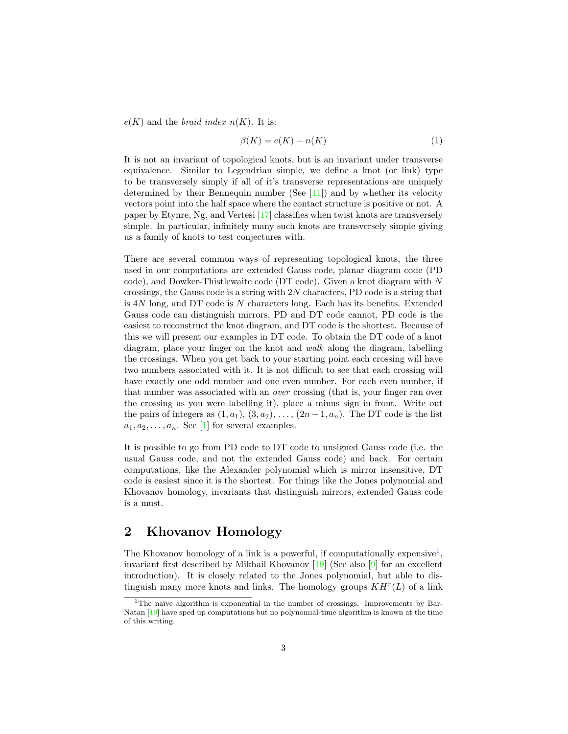$e(K)$ and the *braid index* $n(K)$. It is:

$$\beta(K) = e(K) - n(K) \tag{1}$$

It is not an invariant of topological knots, but is an invariant under transverse equivalence. Similar to Legendrian simple, we define a knot (or link) type to be transversely simply if all of it's transverse representations are uniquely determined by their Bennequin number (See [11]) and by whether its velocity vectors point into the half space where the contact structure is positive or not. A paper by Etynre, Ng, and Vertesi [17] classifies when twist knots are transversely simple. In particular, infinitely many such knots are transversely simple giving us a family of knots to test conjectures with.

There are several common ways of representing topological knots, the three used in our computations are extended Gauss code, planar diagram code (PD code), and Dowker-Thistlewaite code (DT code). Given a knot diagram with $N$ crossings, the Gauss code is a string with $2N$ characters, PD code is a string that is $4N$ long, and DT code is $N$ characters long. Each has its benefits. Extended Gauss code can distinguish mirrors, PD and DT code cannot, PD code is the easiest to reconstruct the knot diagram, and DT code is the shortest. Because of this we will present our examples in DT code. To obtain the DT code of a knot diagram, place your finger on the knot and *walk* along the diagram, labelling the crossings. When you get back to your starting point each crossing will have two numbers associated with it. It is not difficult to see that each crossing will have exactly one odd number and one even number. For each even number, if that number was associated with an *over* crossing (that is, your finger ran over the crossing as you were labelling it), place a minus sign in front. Write out the pairs of integers as $(1, a_1)$, $(3, a_2)$, ..., $(2n-1, a_n)$. The DT code is the list $a_1, a_2, \ldots, a_n$. See [1] for several examples.

It is possible to go from PD code to DT code to unsigned Gauss code (i.e. the usual Gauss code, and not the extended Gauss code) and back. For certain computations, like the Alexander polynomial which is mirror insensitive, DT code is easiest since it is the shortest. For things like the Jones polynomial and Khovanov homology, invariants that distinguish mirrors, extended Gauss code is a must.

## 2 Khovanov Homology

The Khovanov homology of a link is a powerful, if computationally expensive[1], invariant first described by Mikhail Khovanov [19] (See also [9] for an excellent introduction). It is closely related to the Jones polynomial, but able to distinguish many more knots and links. The homology groups $KH^r(L)$ of a link

[1] The naïve algorithm is exponential in the number of crossings. Improvements by Bar-Natan [10] have sped up computations but no polynomial-time algorithm is known at the time of this writing.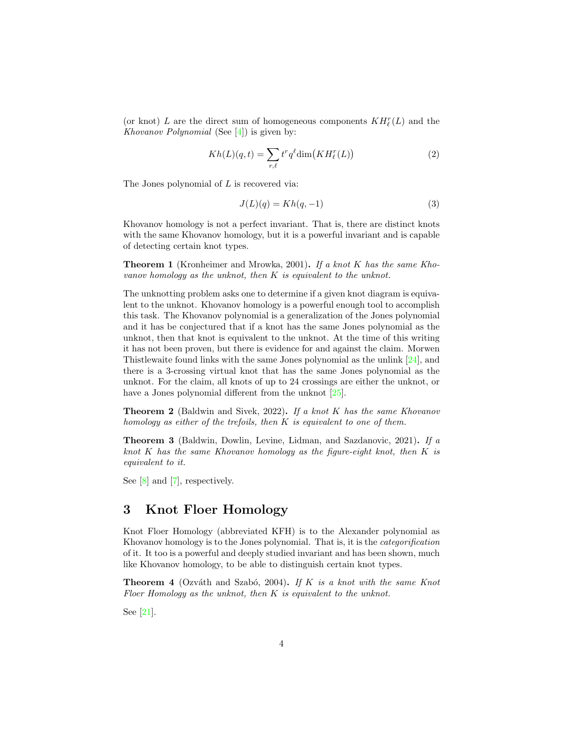(or knot) $L$ are the direct sum of homogeneous components $KH_\ell^r(L)$ and the *Khovanov Polynomial* (See [4]) is given by:

$$Kh(L)(q,t) = \sum_{r,\ell} t^r q^\ell \dim\big(KH_\ell^r(L)\big) \tag{2}$$

The Jones polynomial of $L$ is recovered via:

$$J(L)(q) = Kh(q,-1) \tag{3}$$

Khovanov homology is not a perfect invariant. That is, there are distinct knots with the same Khovanov homology, but it is a powerful invariant and is capable of detecting certain knot types.

**Theorem 1** (Kronheimer and Mrowka, 2001)**.** *If a knot $K$ has the same Khovanov homology as the unknot, then $K$ is equivalent to the unknot.*

The unknotting problem asks one to determine if a given knot diagram is equivalent to the unknot. Khovanov homology is a powerful enough tool to accomplish this task. The Khovanov polynomial is a generalization of the Jones polynomial and it has be conjectured that if a knot has the same Jones polynomial as the unknot, then that knot is equivalent to the unknot. At the time of this writing it has not been proven, but there is evidence for and against the claim. Morwen Thistlewaite found links with the same Jones polynomial as the unlink [24], and there is a 3-crossing virtual knot that has the same Jones polynomial as the unknot. For the claim, all knots of up to 24 crossings are either the unknot, or have a Jones polynomial different from the unknot [25].

**Theorem 2** (Baldwin and Sivek, 2022)**.** *If a knot $K$ has the same Khovanov homology as either of the trefoils, then $K$ is equivalent to one of them.*

**Theorem 3** (Baldwin, Dowlin, Levine, Lidman, and Sazdanovic, 2021)**.** *If a knot $K$ has the same Khovanov homology as the figure-eight knot, then $K$ is equivalent to it.*

See [8] and [7], respectively.

## 3 Knot Floer Homology

Knot Floer Homology (abbreviated KFH) is to the Alexander polynomial as Khovanov homology is to the Jones polynomial. That is, it is the *categorification* of it. It too is a powerful and deeply studied invariant and has been shown, much like Khovanov homology, to be able to distinguish certain knot types.

**Theorem 4** (Ozváth and Szabó, 2004)**.** *If $K$ is a knot with the same Knot Floer Homology as the unknot, then $K$ is equivalent to the unknot.*

See [21].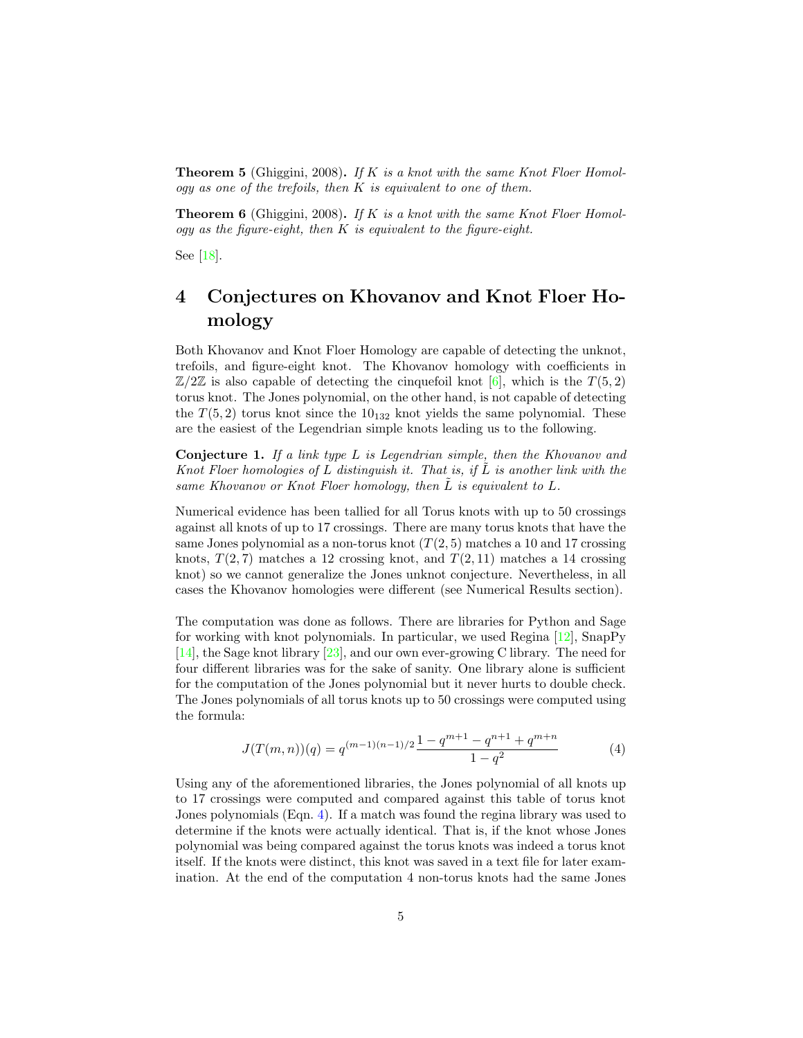**Theorem 5** (Ghiggini, 2008). *If $K$ is a knot with the same Knot Floer Homology as one of the trefoils, then $K$ is equivalent to one of them.*

**Theorem 6** (Ghiggini, 2008). *If $K$ is a knot with the same Knot Floer Homology as the figure-eight, then $K$ is equivalent to the figure-eight.*

See [18].

# 4 Conjectures on Khovanov and Knot Floer Homology

Both Khovanov and Knot Floer Homology are capable of detecting the unknot, trefoils, and figure-eight knot. The Khovanov homology with coefficients in $\mathbb{Z}/2\mathbb{Z}$ is also capable of detecting the cinquefoil knot [6], which is the $T(5,2)$ torus knot. The Jones polynomial, on the other hand, is not capable of detecting the $T(5,2)$ torus knot since the $10_{132}$ knot yields the same polynomial. These are the easiest of the Legendrian simple knots leading us to the following.

**Conjecture 1.** *If a link type $L$ is Legendrian simple, then the Khovanov and Knot Floer homologies of $L$ distinguish it. That is, if $\tilde{L}$ is another link with the same Khovanov or Knot Floer homology, then $\tilde{L}$ is equivalent to $L$.*

Numerical evidence has been tallied for all Torus knots with up to 50 crossings against all knots of up to 17 crossings. There are many torus knots that have the same Jones polynomial as a non-torus knot ($T(2,5)$ matches a 10 and 17 crossing knots, $T(2,7)$ matches a 12 crossing knot, and $T(2,11)$ matches a 14 crossing knot) so we cannot generalize the Jones unknot conjecture. Nevertheless, in all cases the Khovanov homologies were different (see Numerical Results section).

The computation was done as follows. There are libraries for Python and Sage for working with knot polynomials. In particular, we used Regina [12], SnapPy [14], the Sage knot library [23], and our own ever-growing C library. The need for four different libraries was for the sake of sanity. One library alone is sufficient for the computation of the Jones polynomial but it never hurts to double check. The Jones polynomials of all torus knots up to 50 crossings were computed using the formula:

$$J(T(m,n))(q) = q^{(m-1)(n-1)/2}\frac{1-q^{m+1}-q^{n+1}+q^{m+n}}{1-q^2} \tag{4}$$

Using any of the aforementioned libraries, the Jones polynomial of all knots up to 17 crossings were computed and compared against this table of torus knot Jones polynomials (Eqn. 4). If a match was found the regina library was used to determine if the knots were actually identical. That is, if the knot whose Jones polynomial was being compared against the torus knots was indeed a torus knot itself. If the knots were distinct, this knot was saved in a text file for later examination. At the end of the computation 4 non-torus knots had the same Jones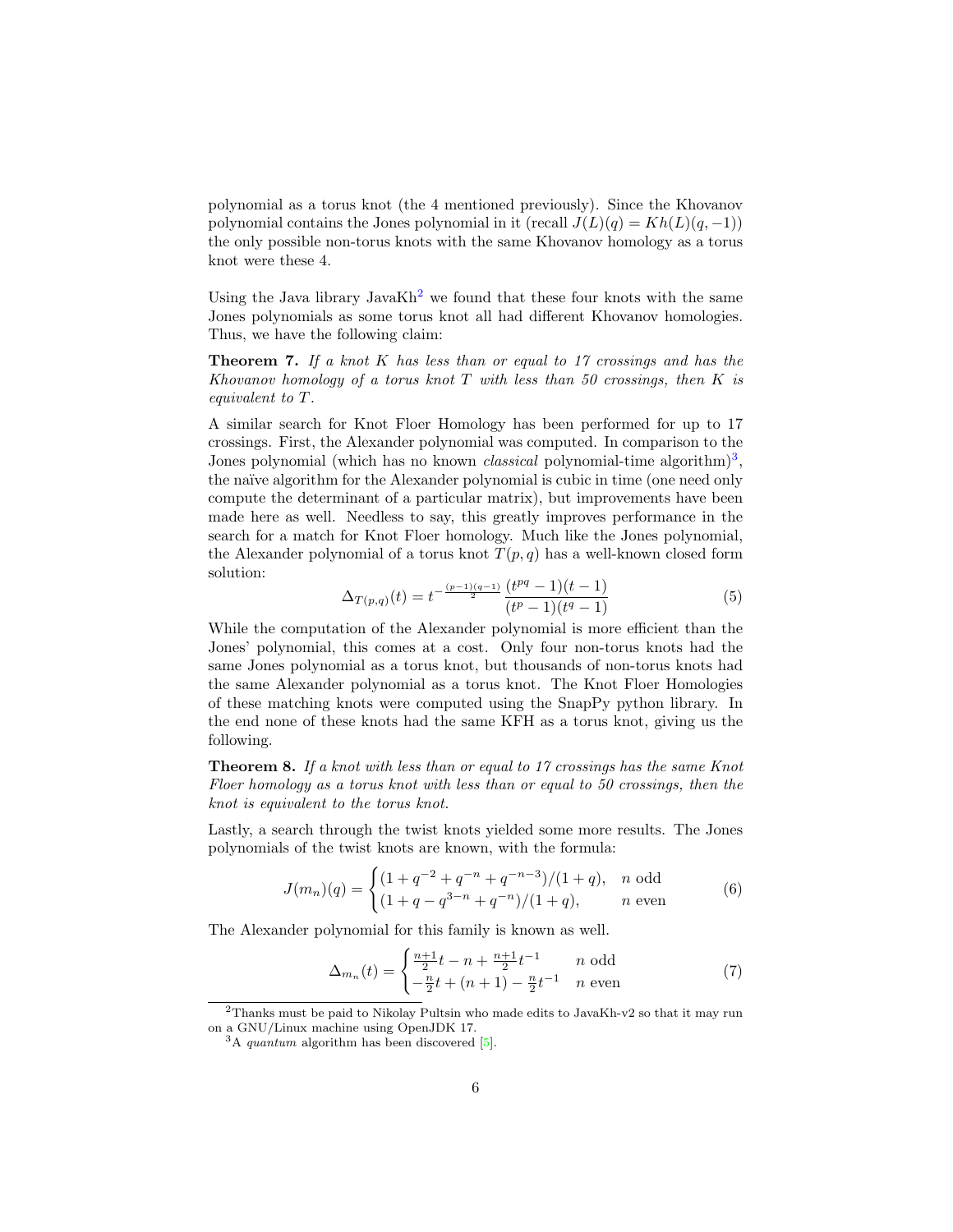polynomial as a torus knot (the 4 mentioned previously). Since the Khovanov polynomial contains the Jones polynomial in it (recall $J(L)(q) = Kh(L)(q, -1)$) the only possible non-torus knots with the same Khovanov homology as a torus knot were these 4.

Using the Java library JavaKh[2] we found that these four knots with the same Jones polynomials as some torus knot all had different Khovanov homologies. Thus, we have the following claim:

**Theorem 7.** *If a knot $K$ has less than or equal to 17 crossings and has the Khovanov homology of a torus knot $T$ with less than 50 crossings, then $K$ is equivalent to $T$.*

A similar search for Knot Floer Homology has been performed for up to 17 crossings. First, the Alexander polynomial was computed. In comparison to the Jones polynomial (which has no known *classical* polynomial-time algorithm)[3], the naïve algorithm for the Alexander polynomial is cubic in time (one need only compute the determinant of a particular matrix), but improvements have been made here as well. Needless to say, this greatly improves performance in the search for a match for Knot Floer homology. Much like the Jones polynomial, the Alexander polynomial of a torus knot $T(p, q)$ has a well-known closed form solution:

$$\Delta_{T(p,q)}(t) = t^{-\frac{(p-1)(q-1)}{2}} \frac{(t^{pq} - 1)(t - 1)}{(t^p - 1)(t^q - 1)} \tag{5}$$

While the computation of the Alexander polynomial is more efficient than the Jones' polynomial, this comes at a cost. Only four non-torus knots had the same Jones polynomial as a torus knot, but thousands of non-torus knots had the same Alexander polynomial as a torus knot. The Knot Floer Homologies of these matching knots were computed using the SnapPy python library. In the end none of these knots had the same KFH as a torus knot, giving us the following.

**Theorem 8.** *If a knot with less than or equal to 17 crossings has the same Knot Floer homology as a torus knot with less than or equal to 50 crossings, then the knot is equivalent to the torus knot.*

Lastly, a search through the twist knots yielded some more results. The Jones polynomials of the twist knots are known, with the formula:

$$J(m_n)(q) = \begin{cases} (1 + q^{-2} + q^{-n} + q^{-n-3})/(1 + q), & n \text{ odd} \\ (1 + q - q^{3-n} + q^{-n})/(1 + q), & n \text{ even} \end{cases} \tag{6}$$

The Alexander polynomial for this family is known as well.

$$\Delta_{m_n}(t) = \begin{cases} \frac{n+1}{2}t - n + \frac{n+1}{2}t^{-1} & n \text{ odd} \\ -\frac{n}{2}t + (n+1) - \frac{n}{2}t^{-1} & n \text{ even} \end{cases} \tag{7}$$

[2] Thanks must be paid to Nikolay Pultsin who made edits to JavaKh-v2 so that it may run on a GNU/Linux machine using OpenJDK 17.

[3] A *quantum* algorithm has been discovered [5].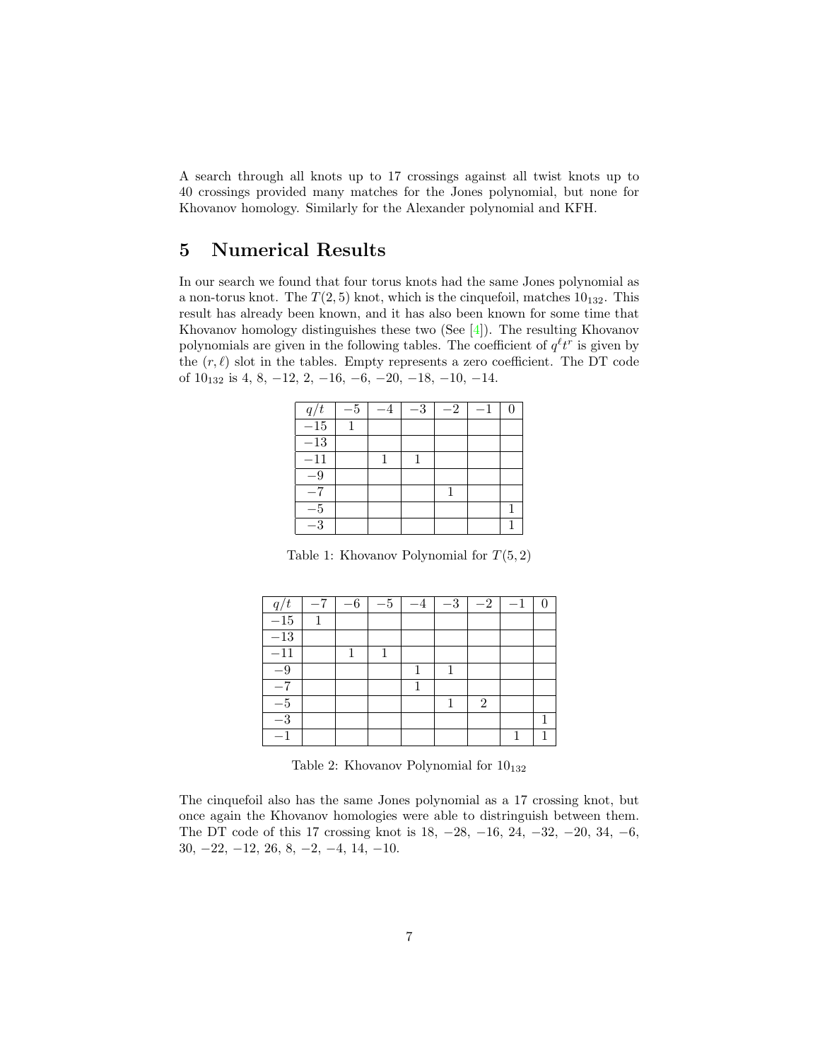A search through all knots up to 17 crossings against all twist knots up to 40 crossings provided many matches for the Jones polynomial, but none for Khovanov homology. Similarly for the Alexander polynomial and KFH.

## 5 Numerical Results

In our search we found that four torus knots had the same Jones polynomial as a non-torus knot. The $T(2,5)$ knot, which is the cinquefoil, matches $10_{132}$. This result has already been known, and it has also been known for some time that Khovanov homology distinguishes these two (See [4]). The resulting Khovanov polynomials are given in the following tables. The coefficient of $q^\ell t^r$ is given by the $(r,\ell)$ slot in the tables. Empty represents a zero coefficient. The DT code of $10_{132}$ is 4, 8, −12, 2, −16, −6, −20, −18, −10, −14.

| $q/t$ | $-5$ | $-4$ | $-3$ | $-2$ | $-1$ | $0$ |
|---|---|---|---|---|---|---|
| $-15$ | 1 | | | | | |
| $-13$ | | | | | | |
| $-11$ | | 1 | 1 | | | |
| $-9$ | | | | | | |
| $-7$ | | | | 1 | | |
| $-5$ | | | | | | 1 |
| $-3$ | | | | | | 1 |

Table 1: Khovanov Polynomial for $T(5,2)$

| $q/t$ | $-7$ | $-6$ | $-5$ | $-4$ | $-3$ | $-2$ | $-1$ | $0$ |
|---|---|---|---|---|---|---|---|---|
| $-15$ | 1 | | | | | | | |
| $-13$ | | | | | | | | |
| $-11$ | | 1 | 1 | | | | | |
| $-9$ | | | | 1 | 1 | | | |
| $-7$ | | | | 1 | | | | |
| $-5$ | | | | | 1 | 2 | | |
| $-3$ | | | | | | | | 1 |
| $-1$ | | | | | | | 1 | 1 |

Table 2: Khovanov Polynomial for $10_{132}$

The cinquefoil also has the same Jones polynomial as a 17 crossing knot, but once again the Khovanov homologies were able to distringuish between them. The DT code of this 17 crossing knot is 18, −28, −16, 24, −32, −20, 34, −6, 30, −22, −12, 26, 8, −2, −4, 14, −10.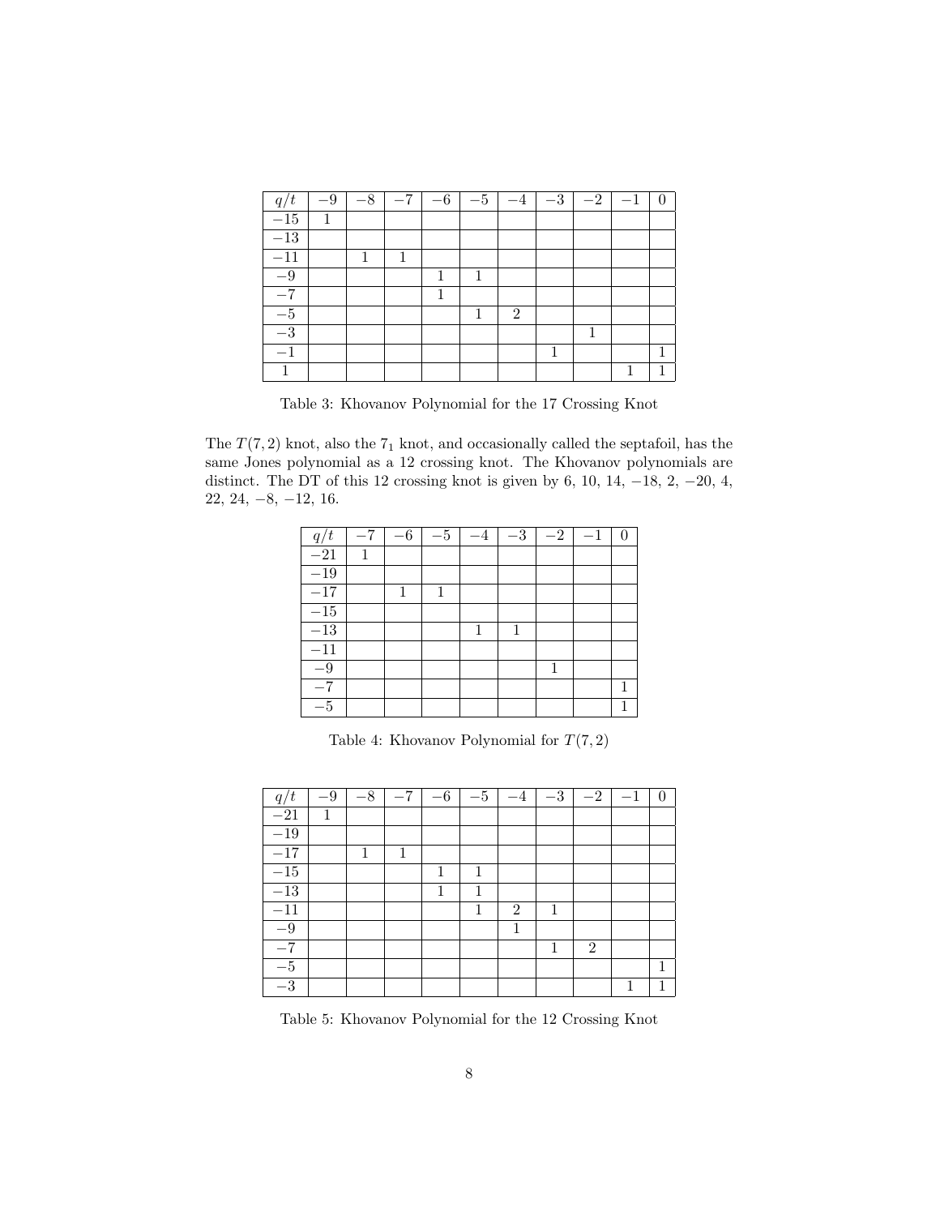| $q/t$ | $-9$ | $-8$ | $-7$ | $-6$ | $-5$ | $-4$ | $-3$ | $-2$ | $-1$ | $0$ |
|---|---|---|---|---|---|---|---|---|---|---|
| $-15$ | 1 | | | | | | | | | |
| $-13$ | | | | | | | | | | |
| $-11$ | | 1 | 1 | | | | | | | |
| $-9$ | | | | 1 | 1 | | | | | |
| $-7$ | | | | 1 | | | | | | |
| $-5$ | | | | | 1 | 2 | | | | |
| $-3$ | | | | | | | | 1 | | |
| $-1$ | | | | | | | 1 | | | 1 |
| $1$ | | | | | | | | | 1 | 1 |

Table 3: Khovanov Polynomial for the 17 Crossing Knot

The $T(7,2)$ knot, also the $7_1$ knot, and occasionally called the septafoil, has the same Jones polynomial as a 12 crossing knot. The Khovanov polynomials are distinct. The DT of this 12 crossing knot is given by 6, 10, 14, $-18$, 2, $-20$, 4, 22, 24, $-8$, $-12$, 16.

| $q/t$ | $-7$ | $-6$ | $-5$ | $-4$ | $-3$ | $-2$ | $-1$ | $0$ |
|---|---|---|---|---|---|---|---|---|
| $-21$ | 1 | | | | | | | |
| $-19$ | | | | | | | | |
| $-17$ | | 1 | 1 | | | | | |
| $-15$ | | | | | | | | |
| $-13$ | | | | 1 | 1 | | | |
| $-11$ | | | | | | | | |
| $-9$ | | | | | | 1 | | |
| $-7$ | | | | | | | | 1 |
| $-5$ | | | | | | | | 1 |

Table 4: Khovanov Polynomial for $T(7,2)$

| $q/t$ | $-9$ | $-8$ | $-7$ | $-6$ | $-5$ | $-4$ | $-3$ | $-2$ | $-1$ | $0$ |
|---|---|---|---|---|---|---|---|---|---|---|
| $-21$ | 1 | | | | | | | | | |
| $-19$ | | | | | | | | | | |
| $-17$ | | 1 | 1 | | | | | | | |
| $-15$ | | | | 1 | 1 | | | | | |
| $-13$ | | | | 1 | 1 | | | | | |
| $-11$ | | | | | 1 | 2 | 1 | | | |
| $-9$ | | | | | | 1 | | | | |
| $-7$ | | | | | | | 1 | 2 | | |
| $-5$ | | | | | | | | | | 1 |
| $-3$ | | | | | | | | | 1 | 1 |

Table 5: Khovanov Polynomial for the 12 Crossing Knot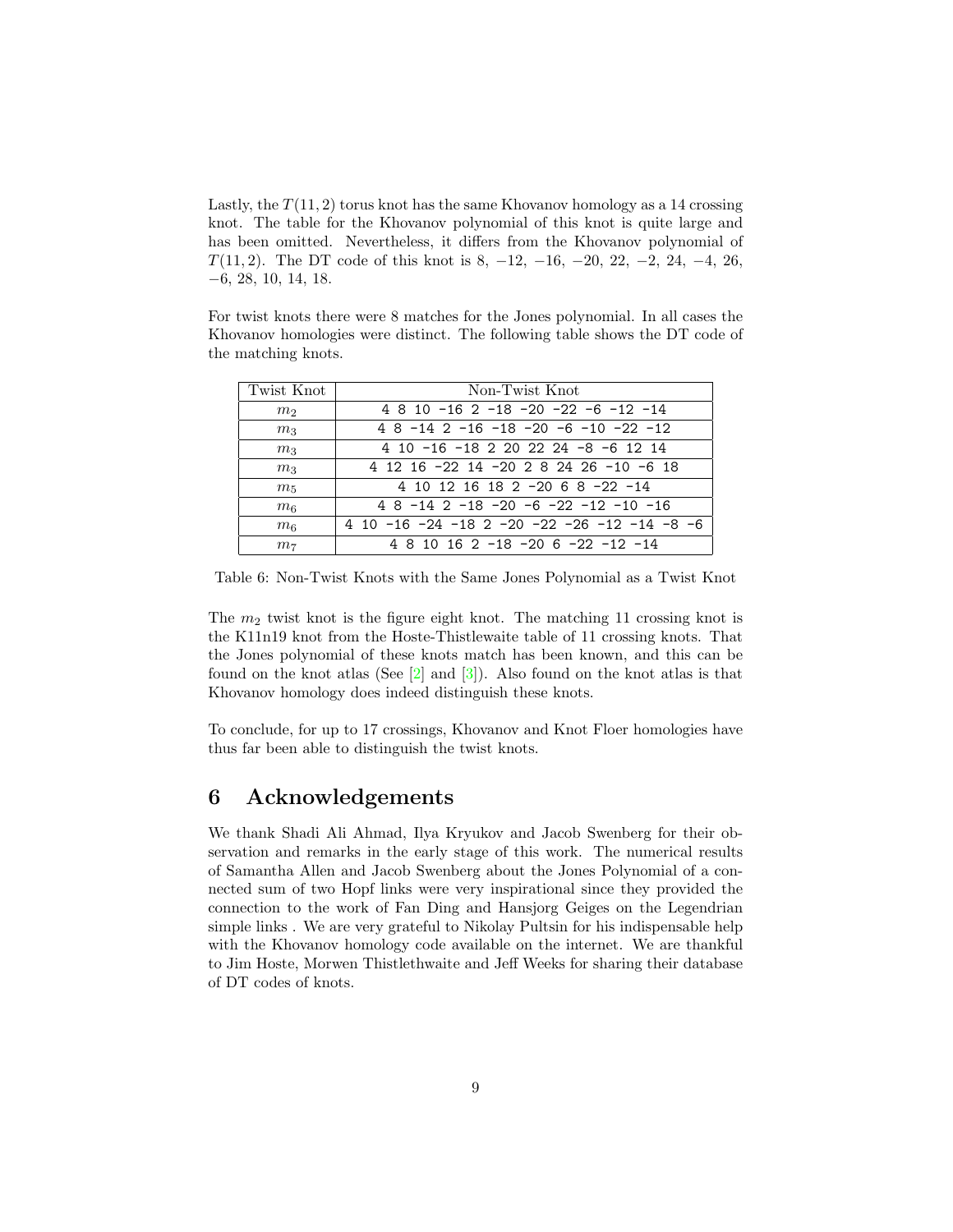Lastly, the $T(11, 2)$ torus knot has the same Khovanov homology as a 14 crossing knot. The table for the Khovanov polynomial of this knot is quite large and has been omitted. Nevertheless, it differs from the Khovanov polynomial of $T(11, 2)$. The DT code of this knot is 8, −12, −16, −20, 22, −2, 24, −4, 26, −6, 28, 10, 14, 18.

For twist knots there were 8 matches for the Jones polynomial. In all cases the Khovanov homologies were distinct. The following table shows the DT code of the matching knots.

| Twist Knot | Non-Twist Knot |
| --- | --- |
| $m_2$ | 4 8 10 -16 2 -18 -20 -22 -6 -12 -14 |
| $m_3$ | 4 8 -14 2 -16 -18 -20 -6 -10 -22 -12 |
| $m_3$ | 4 10 -16 -18 2 20 22 24 -8 -6 12 14 |
| $m_3$ | 4 12 16 -22 14 -20 2 8 24 26 -10 -6 18 |
| $m_5$ | 4 10 12 16 18 2 -20 6 8 -22 -14 |
| $m_6$ | 4 8 -14 2 -18 -20 -6 -22 -12 -10 -16 |
| $m_6$ | 4 10 -16 -24 -18 2 -20 -22 -26 -12 -14 -8 -6 |
| $m_7$ | 4 8 10 16 2 -18 -20 6 -22 -12 -14 |

Table 6: Non-Twist Knots with the Same Jones Polynomial as a Twist Knot

The $m_2$ twist knot is the figure eight knot. The matching 11 crossing knot is the K11n19 knot from the Hoste-Thistlewaite table of 11 crossing knots. That the Jones polynomial of these knots match has been known, and this can be found on the knot atlas (See [2] and [3]). Also found on the knot atlas is that Khovanov homology does indeed distinguish these knots.

To conclude, for up to 17 crossings, Khovanov and Knot Floer homologies have thus far been able to distinguish the twist knots.

# 6 Acknowledgements

We thank Shadi Ali Ahmad, Ilya Kryukov and Jacob Swenberg for their observation and remarks in the early stage of this work. The numerical results of Samantha Allen and Jacob Swenberg about the Jones Polynomial of a connected sum of two Hopf links were very inspirational since they provided the connection to the work of Fan Ding and Hansjorg Geiges on the Legendrian simple links . We are very grateful to Nikolay Pultsin for his indispensable help with the Khovanov homology code available on the internet. We are thankful to Jim Hoste, Morwen Thistlethwaite and Jeff Weeks for sharing their database of DT codes of knots.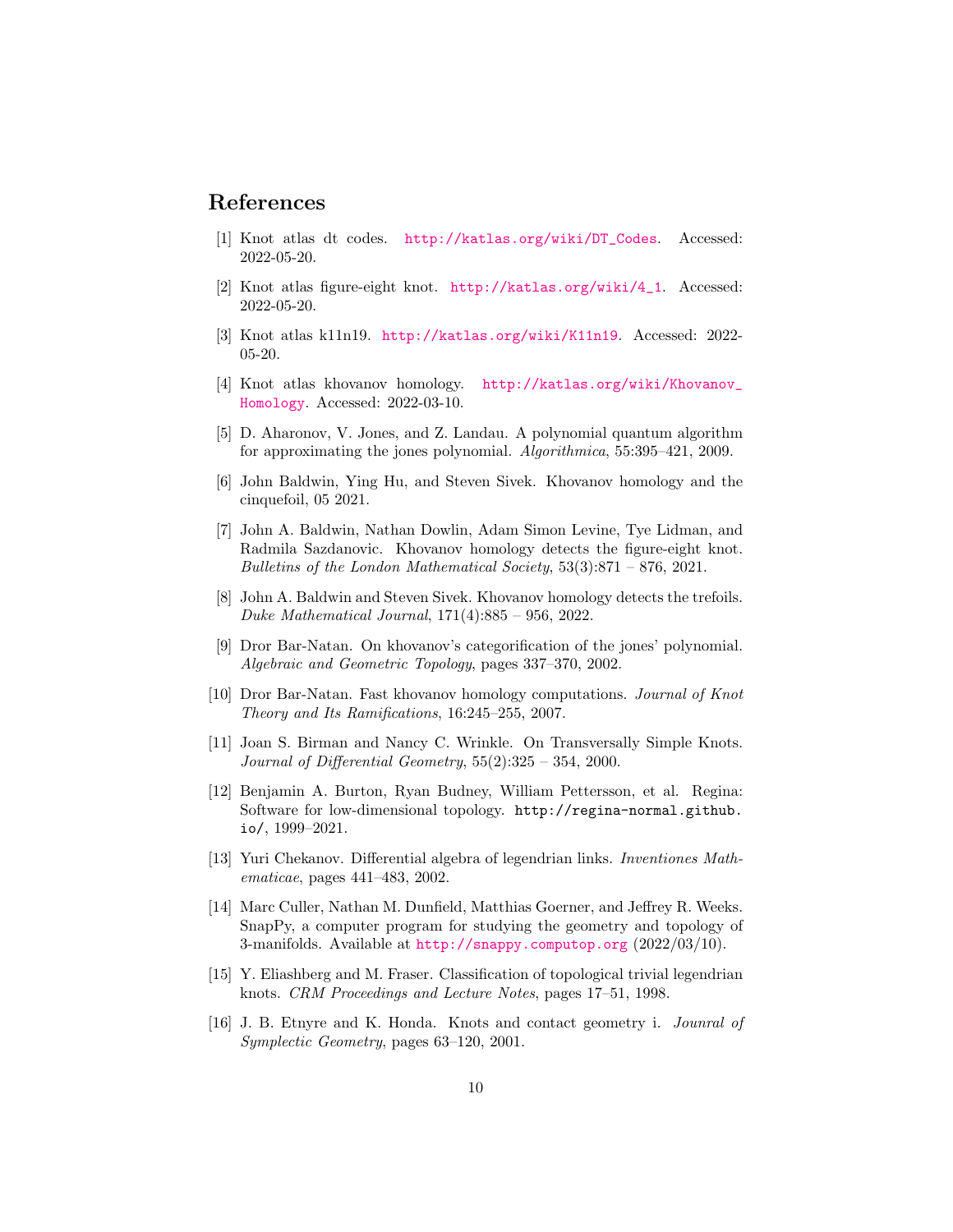## References

[1] Knot atlas dt codes. http://katlas.org/wiki/DT_Codes. Accessed: 2022-05-20.

[2] Knot atlas figure-eight knot. http://katlas.org/wiki/4_1. Accessed: 2022-05-20.

[3] Knot atlas k11n19. http://katlas.org/wiki/K11n19. Accessed: 2022-05-20.

[4] Knot atlas khovanov homology. http://katlas.org/wiki/Khovanov_Homology. Accessed: 2022-03-10.

[5] D. Aharonov, V. Jones, and Z. Landau. A polynomial quantum algorithm for approximating the jones polynomial. *Algorithmica*, 55:395–421, 2009.

[6] John Baldwin, Ying Hu, and Steven Sivek. Khovanov homology and the cinquefoil, 05 2021.

[7] John A. Baldwin, Nathan Dowlin, Adam Simon Levine, Tye Lidman, and Radmila Sazdanovic. Khovanov homology detects the figure-eight knot. *Bulletins of the London Mathematical Society*, 53(3):871 – 876, 2021.

[8] John A. Baldwin and Steven Sivek. Khovanov homology detects the trefoils. *Duke Mathematical Journal*, 171(4):885 – 956, 2022.

[9] Dror Bar-Natan. On khovanov's categorification of the jones' polynomial. *Algebraic and Geometric Topology*, pages 337–370, 2002.

[10] Dror Bar-Natan. Fast khovanov homology computations. *Journal of Knot Theory and Its Ramifications*, 16:245–255, 2007.

[11] Joan S. Birman and Nancy C. Wrinkle. On Transversally Simple Knots. *Journal of Differential Geometry*, 55(2):325 – 354, 2000.

[12] Benjamin A. Burton, Ryan Budney, William Pettersson, et al. Regina: Software for low-dimensional topology. http://regina-normal.github.io/, 1999–2021.

[13] Yuri Chekanov. Differential algebra of legendrian links. *Inventiones Mathematicae*, pages 441–483, 2002.

[14] Marc Culler, Nathan M. Dunfield, Matthias Goerner, and Jeffrey R. Weeks. SnapPy, a computer program for studying the geometry and topology of 3-manifolds. Available at http://snappy.computop.org (2022/03/10).

[15] Y. Eliashberg and M. Fraser. Classification of topological trivial legendrian knots. *CRM Proceedings and Lecture Notes*, pages 17–51, 1998.

[16] J. B. Etnyre and K. Honda. Knots and contact geometry i. *Jounral of Symplectic Geometry*, pages 63–120, 2001.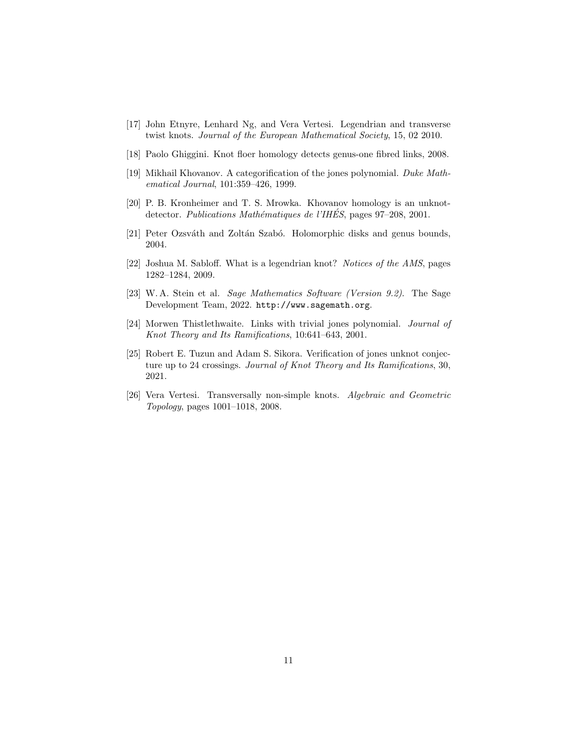[17] John Etnyre, Lenhard Ng, and Vera Vertesi. Legendrian and transverse twist knots. *Journal of the European Mathematical Society*, 15, 02 2010.

[18] Paolo Ghiggini. Knot floer homology detects genus-one fibred links, 2008.

[19] Mikhail Khovanov. A categorification of the jones polynomial. *Duke Mathematical Journal*, 101:359–426, 1999.

[20] P. B. Kronheimer and T. S. Mrowka. Khovanov homology is an unknot-detector. *Publications Mathématiques de l'IHÉS*, pages 97–208, 2001.

[21] Peter Ozsváth and Zoltán Szabó. Holomorphic disks and genus bounds, 2004.

[22] Joshua M. Sabloff. What is a legendrian knot? *Notices of the AMS*, pages 1282–1284, 2009.

[23] W. A. Stein et al. *Sage Mathematics Software (Version 9.2)*. The Sage Development Team, 2022. `http://www.sagemath.org`.

[24] Morwen Thistlethwaite. Links with trivial jones polynomial. *Journal of Knot Theory and Its Ramifications*, 10:641–643, 2001.

[25] Robert E. Tuzun and Adam S. Sikora. Verification of jones unknot conjecture up to 24 crossings. *Journal of Knot Theory and Its Ramifications*, 30, 2021.

[26] Vera Vertesi. Transversally non-simple knots. *Algebraic and Geometric Topology*, pages 1001–1018, 2008.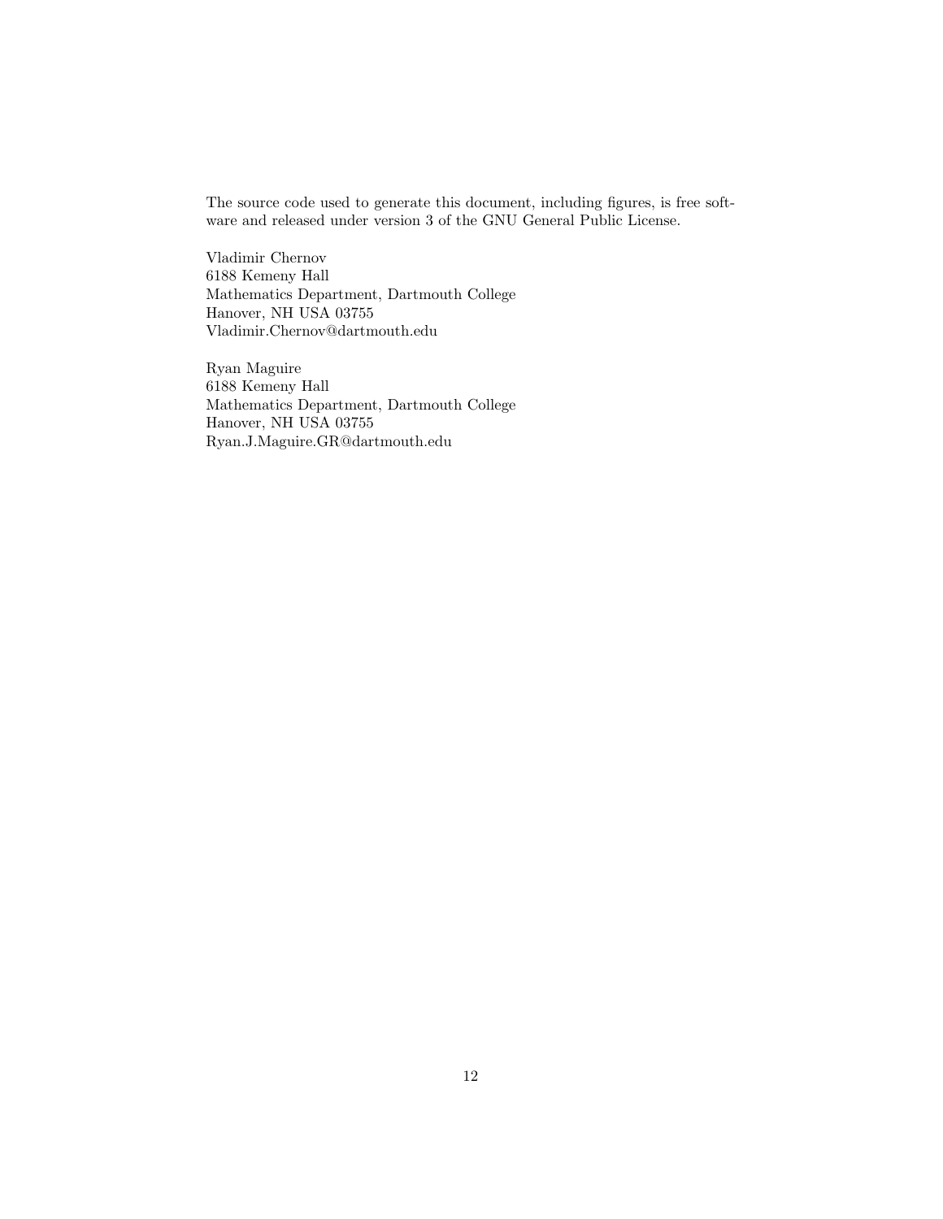The source code used to generate this document, including figures, is free software and released under version 3 of the GNU General Public License.

Vladimir Chernov  
6188 Kemeny Hall  
Mathematics Department, Dartmouth College  
Hanover, NH USA 03755  
Vladimir.Chernov@dartmouth.edu

Ryan Maguire  
6188 Kemeny Hall  
Mathematics Department, Dartmouth College  
Hanover, NH USA 03755  
Ryan.J.Maguire.GR@dartmouth.edu